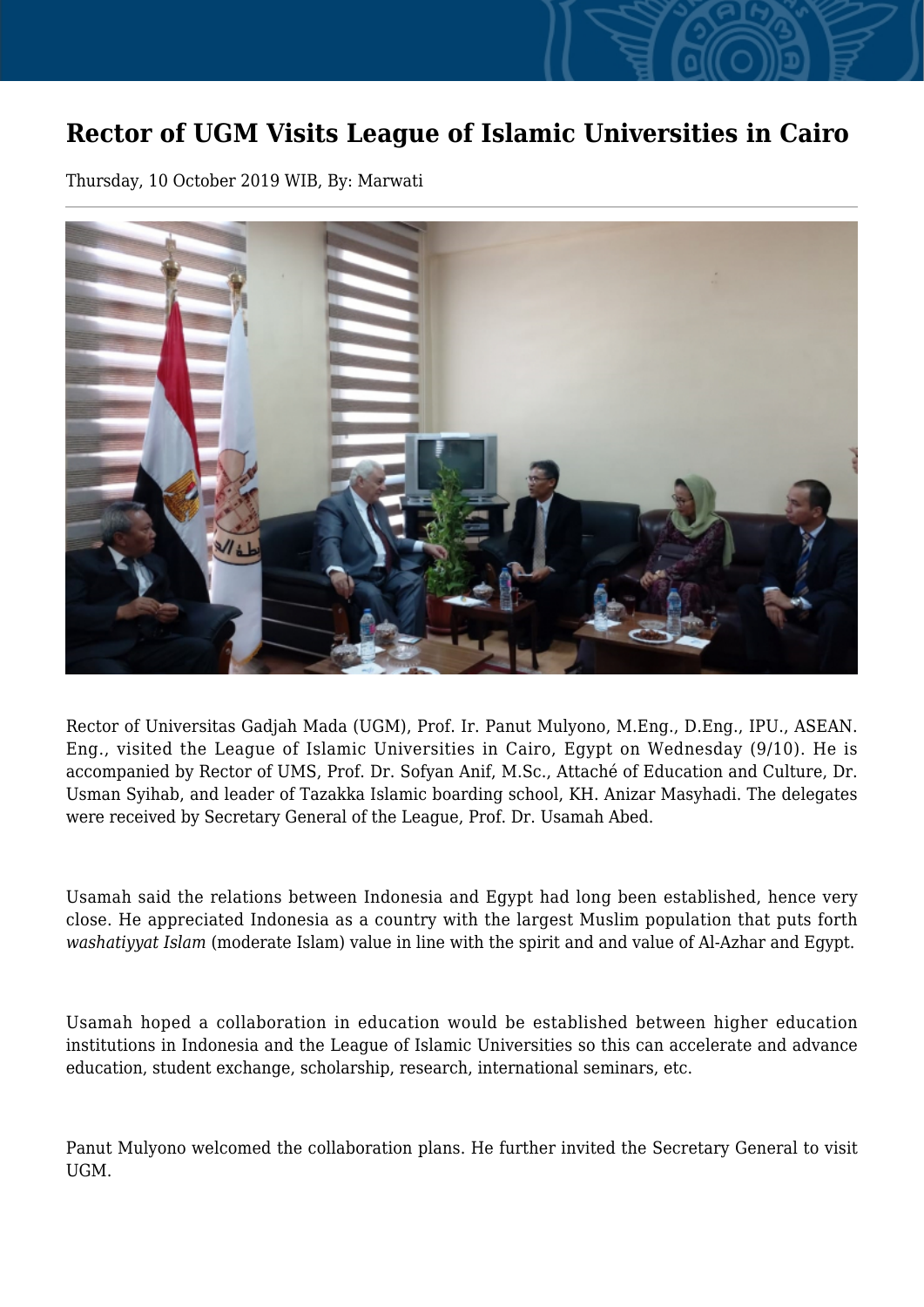# Rector of UGM Visits League of Islamic Universities in Cairo

Thursday, 10 October 2019 WIB, By: Marwati

Rector of Universitas Gadjah Mada (UGM), Prof. Ir. Panut Mulyono, M.Eng., D.Eng., IPU., ASEAN. Eng., visited the League of Islamic Universities in Cairo, Egypt on Wednesday (9/10). He is accompanied by Rector of UMS, Prof. Dr. Sofyan Anif, M.Sc., Attaché of Education and Culture, Dr. Usman Syihab, and leader of Tazakka Islamic boarding school, KH. Anizar Masyhadi. The delegates were received by Secretary General of the League, Prof. Dr. Usamah Abed.

Usamah said the relations between Indonesia and Egypt had long been established, hence very close. He appreciated Indonesia as a country with the largest Muslim population that puts forth *washatiyyat Islam* (moderate Islam) value in line with the spirit and and value of Al-Azhar and Egypt.

Usamah hoped a collaboration in education would be established between higher education institutions in Indonesia and the League of Islamic Universities so this can accelerate and advance education, student exchange, scholarship, research, international seminars, etc.

Panut Mulyono welcomed the collaboration plans. He further invited the Secretary General to visit UGM.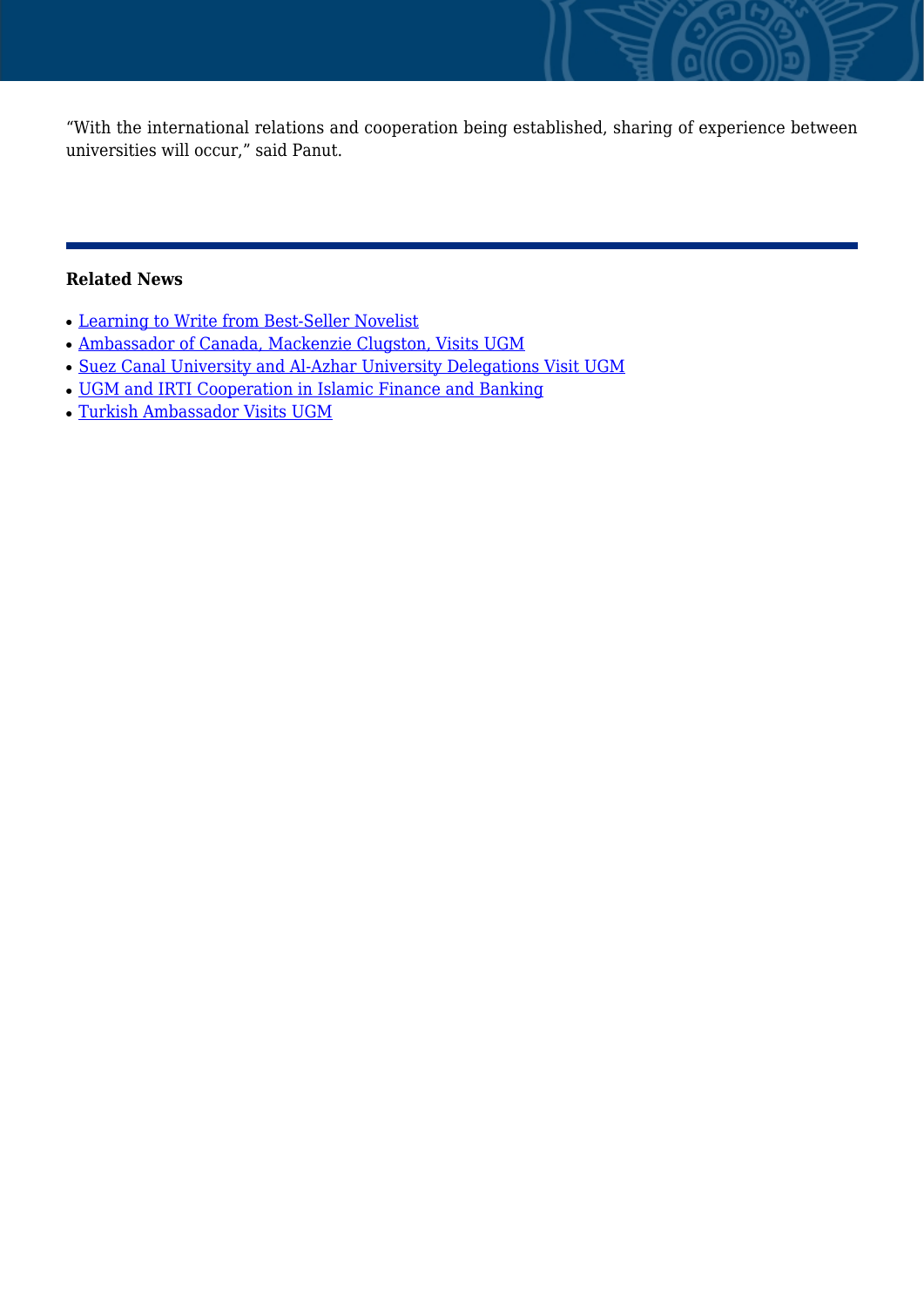"With the international relations and cooperation being established, sharing of experience between universities will occur," said Panut.

---

**Related News**

- Learning to Write from Best-Seller Novelist
- Ambassador of Canada, Mackenzie Clugston, Visits UGM
- Suez Canal University and Al-Azhar University Delegations Visit UGM
- UGM and IRTI Cooperation in Islamic Finance and Banking
- Turkish Ambassador Visits UGM